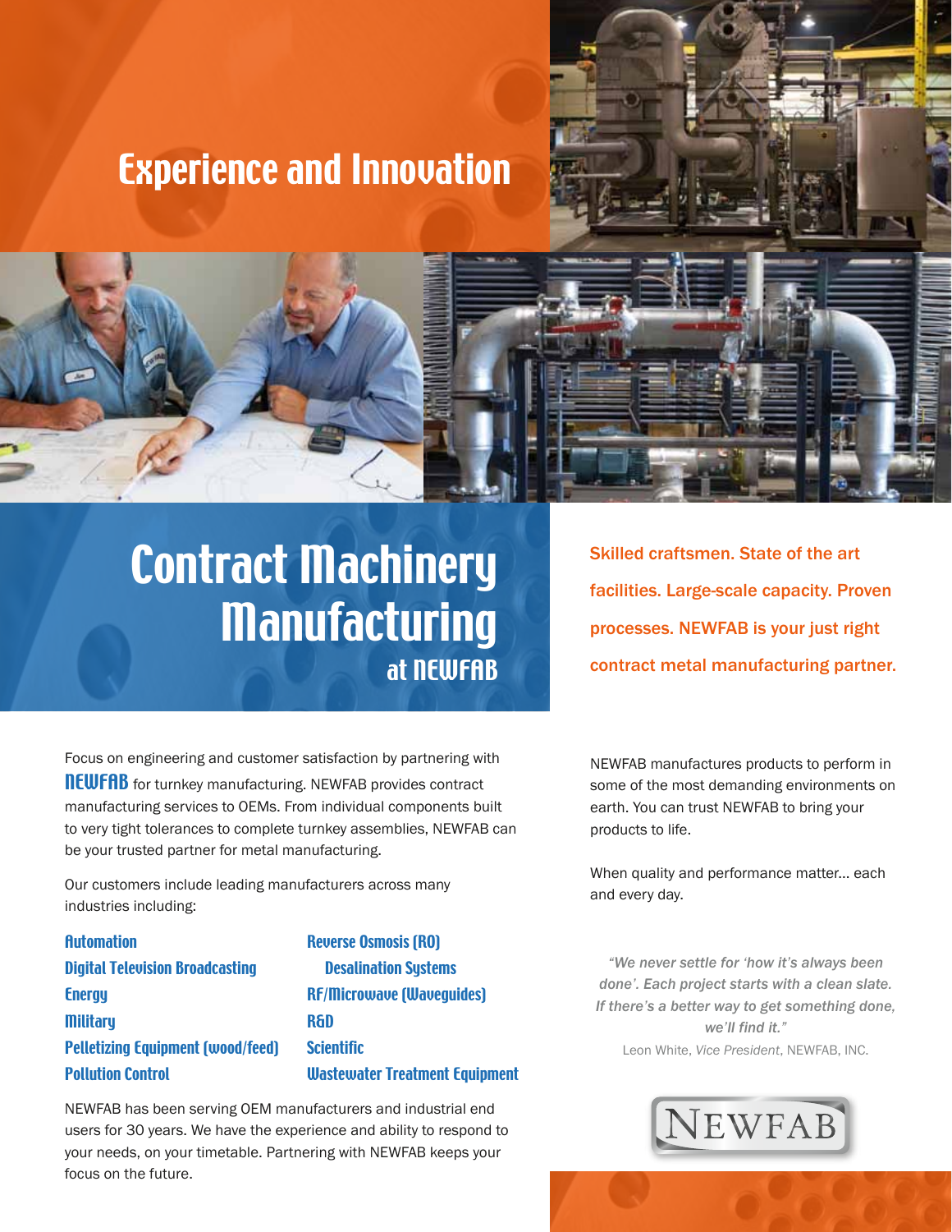# Experience and Innovation

# Contract Machinery Manufacturing at NEWFAB

**Skilled craftsmen. State of the art facilities. Large-scale capacity. Proven processes. NEWFAB is your just right contract metal manufacturing partner.**

Focus on engineering and customer satisfaction by partnering with **NEWFAB** for turnkey manufacturing. NEWFAB provides contract manufacturing services to OEMs. From individual components built to very tight tolerances to complete turnkey assemblies, NEWFAB can be your trusted partner for metal manufacturing.

Our customers include leading manufacturers across many industries including:

- **Automation**
- **Digital Television Broadcasting**
- **Energy**
- **Military**
- **Pelletizing Equipment (wood/feed)**
- **Pollution Control**
- **Reverse Osmosis (RO) Desalination Systems**
- **RF/Microwave (Waveguides)**
- **R&D**
- **Scientific**
- **Wastewater Treatment Equipment**

NEWFAB has been serving OEM manufacturers and industrial end users for 30 years. We have the experience and ability to respond to your needs, on your timetable. Partnering with NEWFAB keeps your focus on the future.

NEWFAB manufactures products to perform in some of the most demanding environments on earth. You can trust NEWFAB to bring your products to life.

When quality and performance matter... each and every day.

*"We never settle for 'how it's always been done'. Each project starts with a clean slate. If there's a better way to get something done, we'll find it."*

Leon White, *Vice President*, NEWFAB, INC.

NEWFAB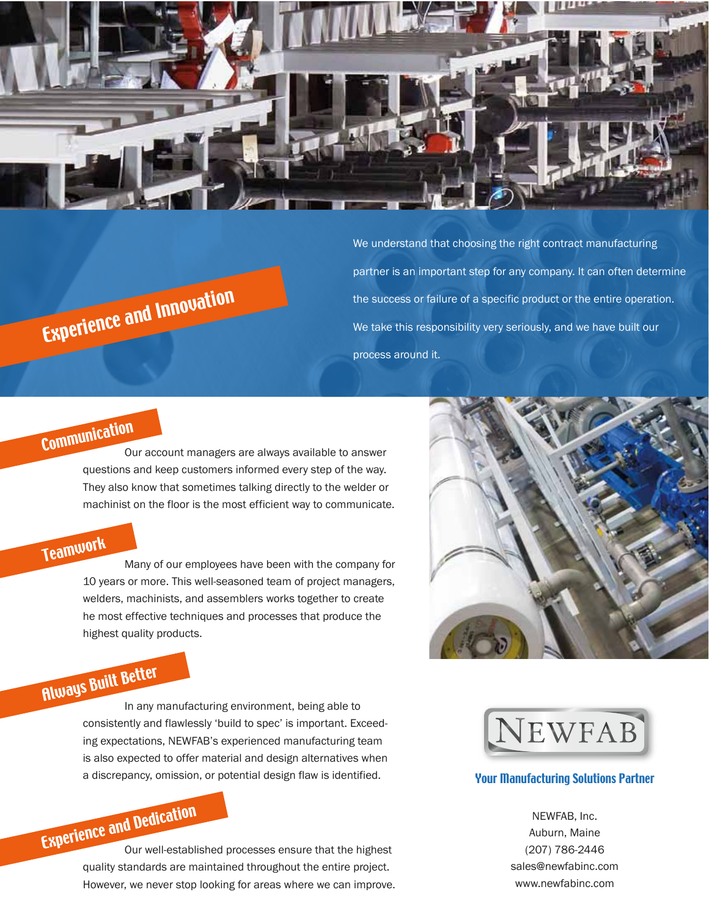## Experience and Innovation

We understand that choosing the right contract manufacturing partner is an important step for any company. It can often determine the success or failure of a specific product or the entire operation. We take this responsibility very seriously, and we have built our process around it.

### Communication

Our account managers are always available to answer questions and keep customers informed every step of the way. They also know that sometimes talking directly to the welder or machinist on the floor is the most efficient way to communicate.

### Teamwork

Many of our employees have been with the company for 10 years or more. This well-seasoned team of project managers, welders, machinists, and assemblers works together to create he most effective techniques and processes that produce the highest quality products.

### Always Built Better

In any manufacturing environment, being able to consistently and flawlessly 'build to spec' is important. Exceeding expectations, NEWFAB's experienced manufacturing team is also expected to offer material and design alternatives when a discrepancy, omission, or potential design flaw is identified.

### Experience and Dedication

Our well-established processes ensure that the highest quality standards are maintained throughout the entire project. However, we never stop looking for areas where we can improve.

NEWFAB

**Your Manufacturing Solutions Partner**

NEWFAB, Inc.
Auburn, Maine
(207) 786-2446
sales@newfabinc.com
www.newfabinc.com